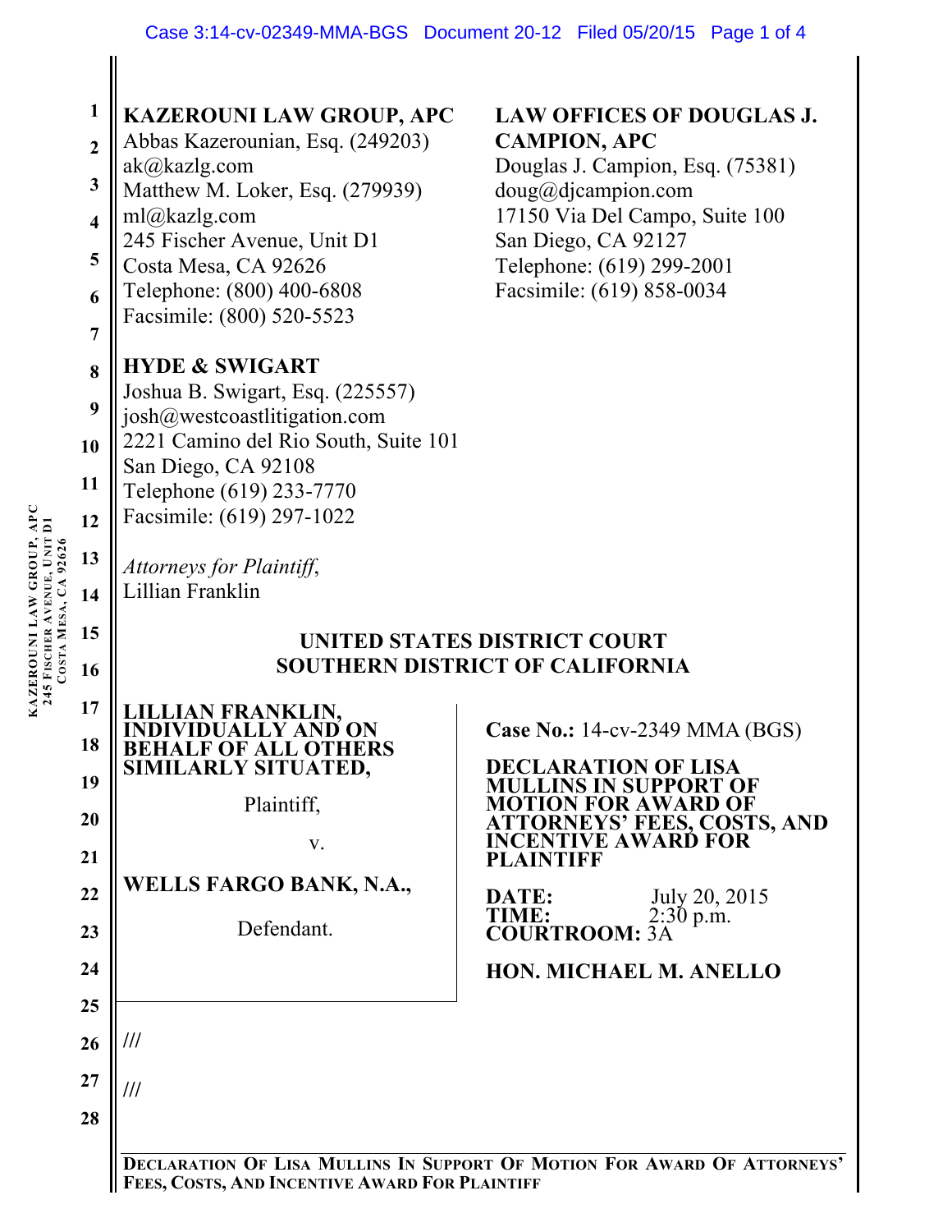**KAZEROUNI LAW GROUP, APC**
Abbas Kazerounian, Esq. (249203)
ak@kazlg.com
Matthew M. Loker, Esq. (279939)
ml@kazlg.com
245 Fischer Avenue, Unit D1
Costa Mesa, CA 92626
Telephone: (800) 400-6808
Facsimile: (800) 520-5523

**LAW OFFICES OF DOUGLAS J. CAMPION, APC**
Douglas J. Campion, Esq. (75381)
doug@djcampion.com
17150 Via Del Campo, Suite 100
San Diego, CA 92127
Telephone: (619) 299-2001
Facsimile: (619) 858-0034

**HYDE & SWIGART**
Joshua B. Swigart, Esq. (225557)
josh@westcoastlitigation.com
2221 Camino del Rio South, Suite 101
San Diego, CA 92108
Telephone (619) 233-7770
Facsimile: (619) 297-1022

*Attorneys for Plaintiff*,
Lillian Franklin

**UNITED STATES DISTRICT COURT**
**SOUTHERN DISTRICT OF CALIFORNIA**

**LILLIAN FRANKLIN, INDIVIDUALLY AND ON BEHALF OF ALL OTHERS SIMILARLY SITUATED,**

Plaintiff,

v.

**WELLS FARGO BANK, N.A.,**

Defendant.

**Case No.:** 14-cv-2349 MMA (BGS)

**DECLARATION OF LISA MULLINS IN SUPPORT OF MOTION FOR AWARD OF ATTORNEYS' FEES, COSTS, AND INCENTIVE AWARD FOR PLAINTIFF**

**DATE:** July 20, 2015
**TIME:** 2:30 p.m.
**COURTROOM:** 3A

**HON. MICHAEL M. ANELLO**

///

///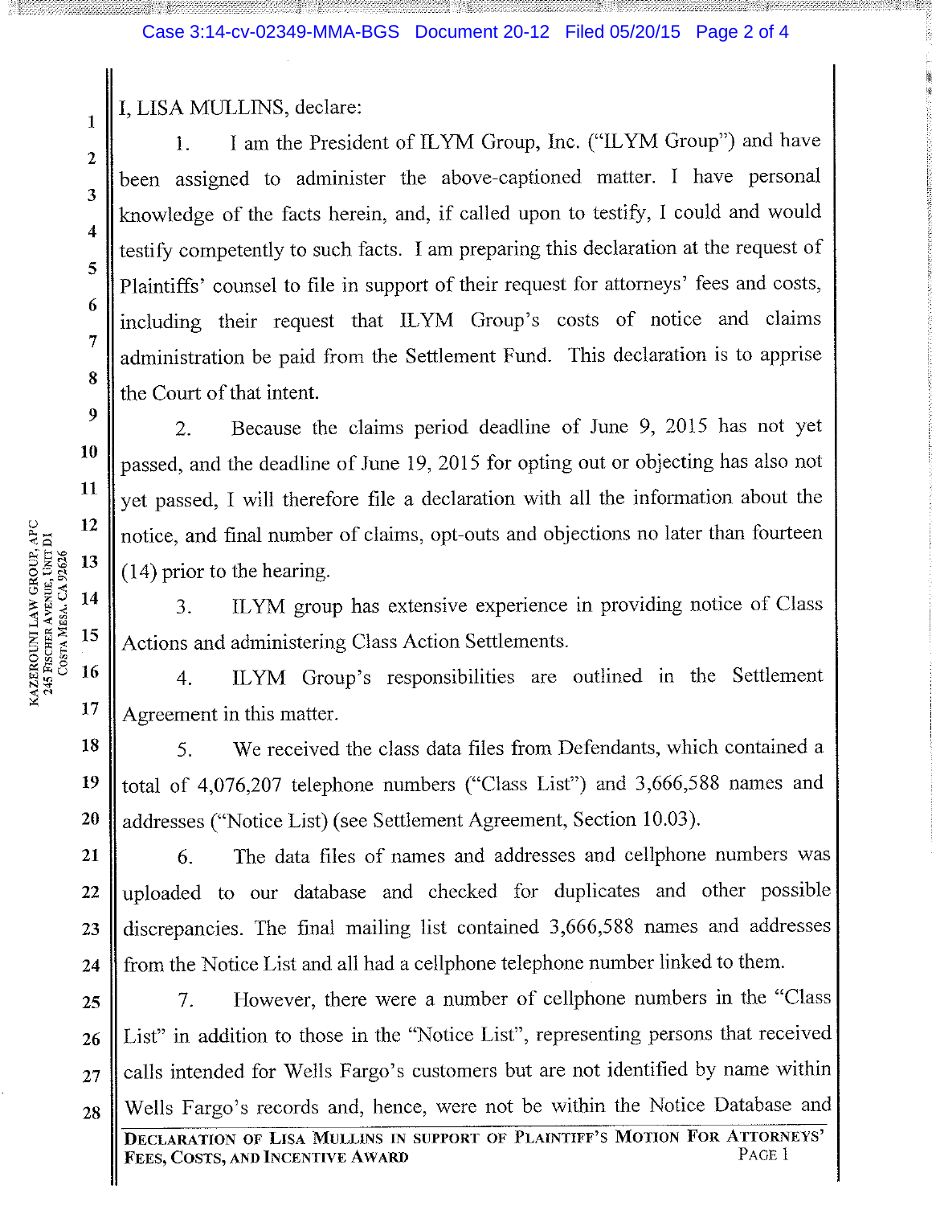I, LISA MULLINS, declare:

1. I am the President of ILYM Group, Inc. ("ILYM Group") and have been assigned to administer the above-captioned matter. I have personal knowledge of the facts herein, and, if called upon to testify, I could and would testify competently to such facts. I am preparing this declaration at the request of Plaintiffs' counsel to file in support of their request for attorneys' fees and costs, including their request that ILYM Group's costs of notice and claims administration be paid from the Settlement Fund. This declaration is to apprise the Court of that intent.

2. Because the claims period deadline of June 9, 2015 has not yet passed, and the deadline of June 19, 2015 for opting out or objecting has also not yet passed, I will therefore file a declaration with all the information about the notice, and final number of claims, opt-outs and objections no later than fourteen (14) prior to the hearing.

3. ILYM group has extensive experience in providing notice of Class Actions and administering Class Action Settlements.

4. ILYM Group's responsibilities are outlined in the Settlement Agreement in this matter.

5. We received the class data files from Defendants, which contained a total of 4,076,207 telephone numbers ("Class List") and 3,666,588 names and addresses ("Notice List) (see Settlement Agreement, Section 10.03).

6. The data files of names and addresses and cellphone numbers was uploaded to our database and checked for duplicates and other possible discrepancies. The final mailing list contained 3,666,588 names and addresses from the Notice List and all had a cellphone telephone number linked to them.

7. However, there were a number of cellphone numbers in the "Class List" in addition to those in the "Notice List", representing persons that received calls intended for Wells Fargo's customers but are not identified by name within Wells Fargo's records and, hence, were not be within the Notice Database and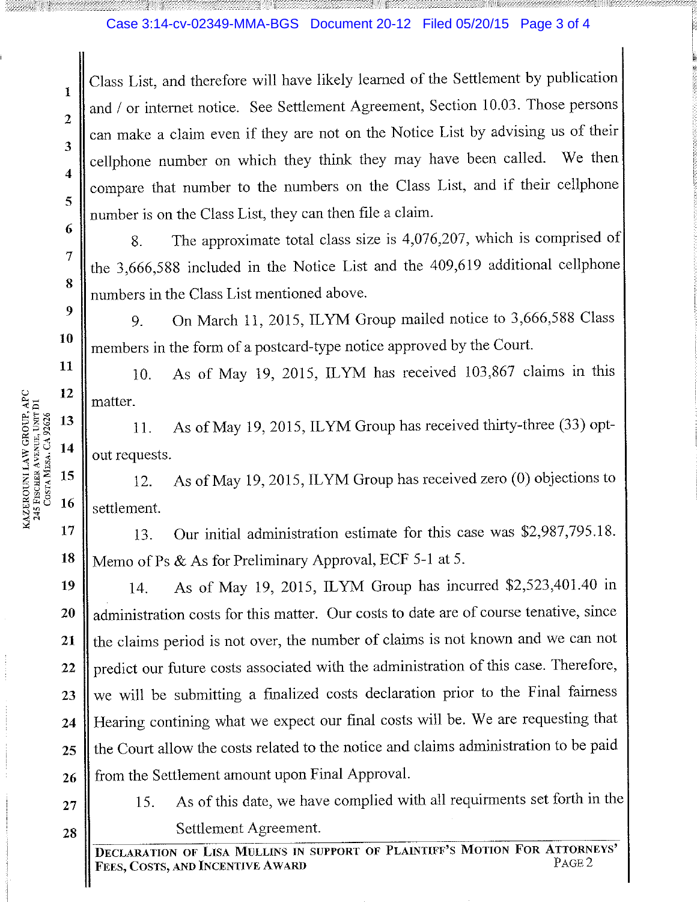Class List, and therefore will have likely learned of the Settlement by publication and / or internet notice. See Settlement Agreement, Section 10.03. Those persons can make a claim even if they are not on the Notice List by advising us of their cellphone number on which they think they may have been called. We then compare that number to the numbers on the Class List, and if their cellphone number is on the Class List, they can then file a claim.

8. The approximate total class size is 4,076,207, which is comprised of the 3,666,588 included in the Notice List and the 409,619 additional cellphone numbers in the Class List mentioned above.

9. On March 11, 2015, ILYM Group mailed notice to 3,666,588 Class members in the form of a postcard-type notice approved by the Court.

10. As of May 19, 2015, ILYM has received 103,867 claims in this matter.

11. As of May 19, 2015, ILYM Group has received thirty-three (33) opt-out requests.

12. As of May 19, 2015, ILYM Group has received zero (0) objections to settlement.

13. Our initial administration estimate for this case was $2,987,795.18. Memo of Ps & As for Preliminary Approval, ECF 5-1 at 5.

14. As of May 19, 2015, ILYM Group has incurred $2,523,401.40 in administration costs for this matter. Our costs to date are of course tenative, since the claims period is not over, the number of claims is not known and we can not predict our future costs associated with the administration of this case. Therefore, we will be submitting a finalized costs declaration prior to the Final fairness Hearing contining what we expect our final costs will be. We are requesting that the Court allow the costs related to the notice and claims administration to be paid from the Settlement amount upon Final Approval.

15. As of this date, we have complied with all requirments set forth in the Settlement Agreement.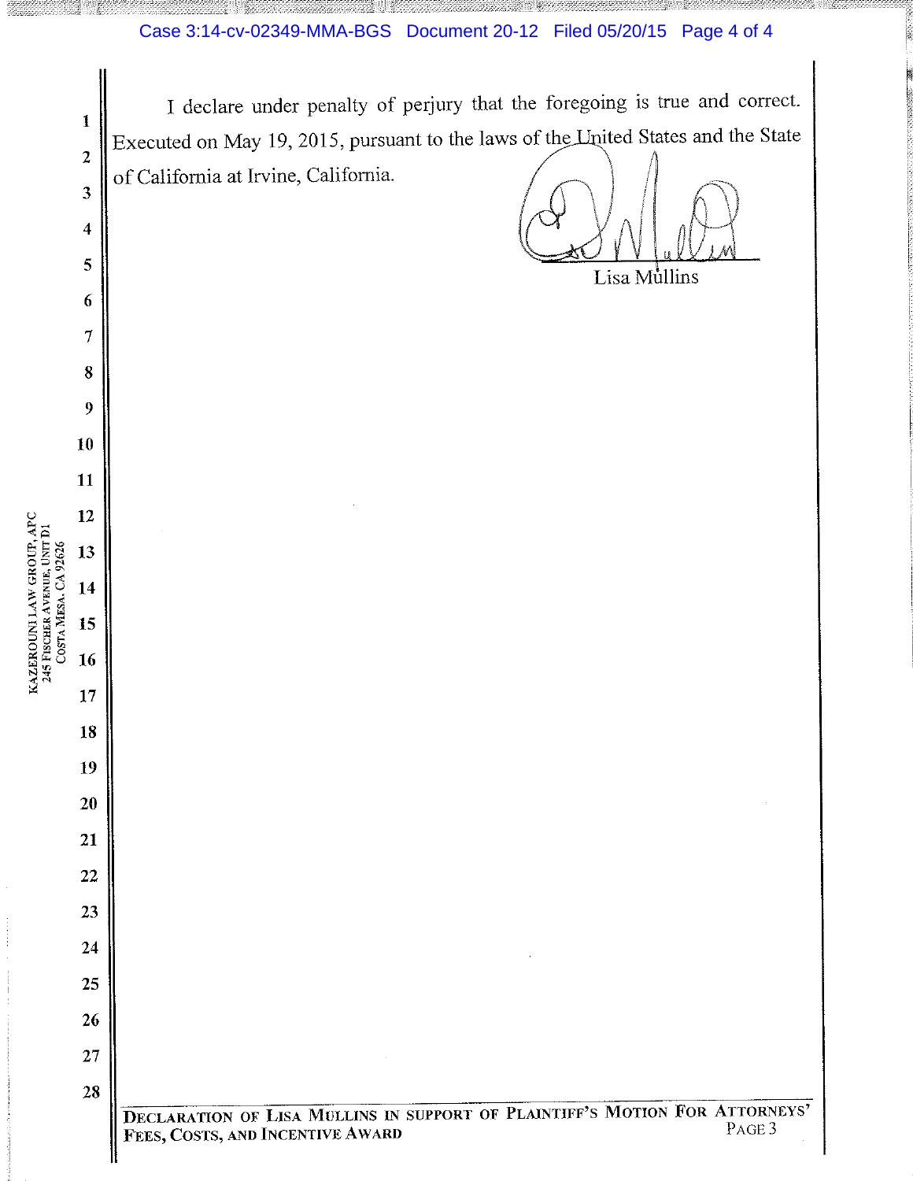I declare under penalty of perjury that the foregoing is true and correct. Executed on May 19, 2015, pursuant to the laws of the United States and the State of California at Irvine, California.

Lisa Mullins